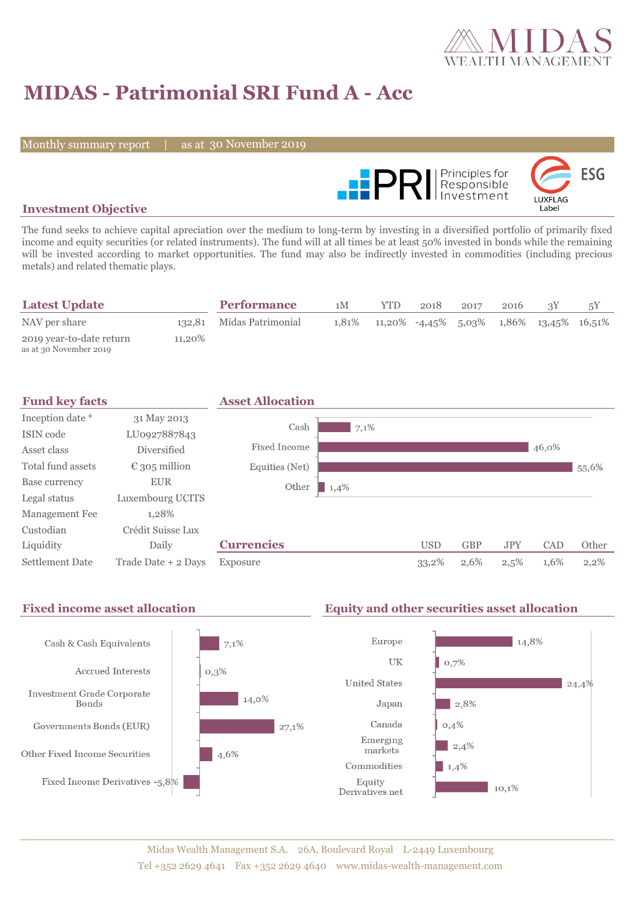# MIDAS - Patrimonial SRI Fund A - Acc

Monthly summary report | as at 30 November 2019

## Investment Objective

The fund seeks to achieve capital apreciation over the medium to long-term by investing in a diversified portfolio of primarily fixed income and equity securities (or related instruments). The fund will at all times be at least 50% invested in bonds while the remaining will be invested according to market opportunities. The fund may also be indirectly invested in commodities (including precious metals) and related thematic plays.

## Latest Update

| | |
|---|---|
| NAV per share | 132,81 |
| 2019 year-to-date return<br>as at 30 November 2019 | 11,20% |

## Performance

| | 1M | YTD | 2018 | 2017 | 2016 | 3Y | 5Y |
|---|---|---|---|---|---|---|---|
| Midas Patrimonial | 1,81% | 11,20% | -4,45% | 5,03% | 1,86% | 13,45% | 16,51% |

## Fund key facts

| | |
|---|---|
| Inception date * | 31 May 2013 |
| ISIN code | LU0927887843 |
| Asset class | Diversified |
| Total fund assets | € 305 million |
| Base currency | EUR |
| Legal status | Luxembourg UCITS |
| Management Fee | 1,28% |
| Custodian | Crédit Suisse Lux |
| Liquidity | Daily |
| Settlement Date | Trade Date + 2 Days |

## Asset Allocation

| | |
|---|---|
| Cash | 7,1% |
| Fixed Income | 46,0% |
| Equities (Net) | 55,6% |
| Other | 1,4% |

## Currencies

| | USD | GBP | JPY | CAD | Other |
|---|---|---|---|---|---|
| Exposure | 33,2% | 2,6% | 2,5% | 1,6% | 2,2% |

## Fixed income asset allocation

| | |
|---|---|
| Cash & Cash Equivalents | 7,1% |
| Accrued Interests | 0,3% |
| Investment Grade Corporate Bonds | 14,0% |
| Governments Bonds (EUR) | 27,1% |
| Other Fixed Income Securities | 4,6% |
| Fixed Income Derivatives | -5,8% |

## Equity and other securities asset allocation

| | |
|---|---|
| Europe | 14,8% |
| UK | 0,7% |
| United States | 24,4% |
| Japan | 2,8% |
| Canada | 0,4% |
| Emerging markets | 2,4% |
| Commodities | 1,4% |
| Equity Derivatives net | 10,1% |

Midas Wealth Management S.A. 26A, Boulevard Royal L-2449 Luxembourg
Tel +352 2629 4641 Fax +352 2629 4640 www.midas-wealth-management.com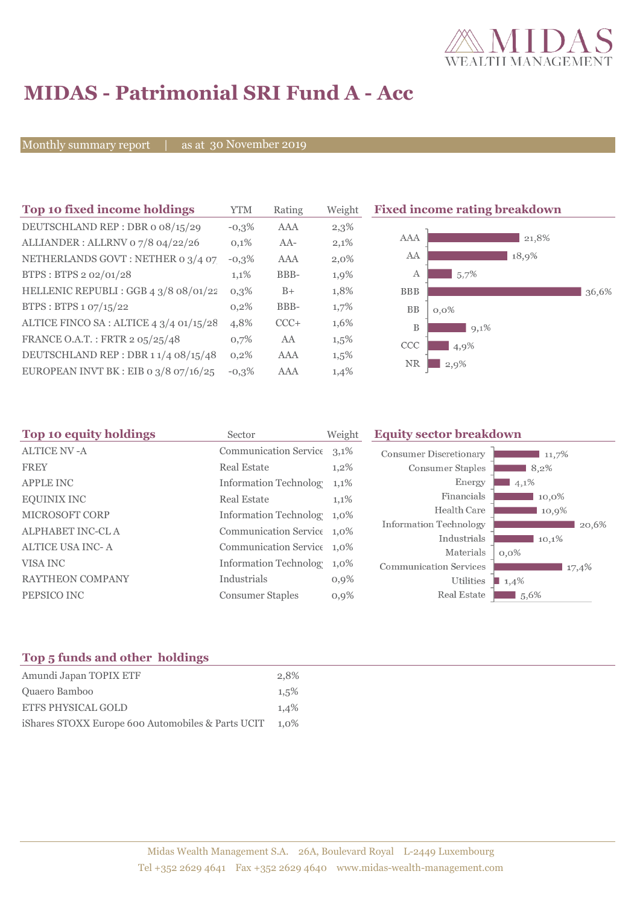# MIDAS - Patrimonial SRI Fund A - Acc

Monthly summary report | as at 30 November 2019

## Top 10 fixed income holdings

| Top 10 fixed income holdings | YTM | Rating | Weight |
|---|---|---|---|
| DEUTSCHLAND REP : DBR 0 08/15/29 | -0,3% | AAA | 2,3% |
| ALLIANDER : ALLRNV 0 7/8 04/22/26 | 0,1% | AA- | 2,1% |
| NETHERLANDS GOVT : NETHER 0 3/4 07 | -0,3% | AAA | 2,0% |
| BTPS : BTPS 2 02/01/28 | 1,1% | BBB- | 1,9% |
| HELLENIC REPUBLI : GGB 4 3/8 08/01/22 | 0,3% | B+ | 1,8% |
| BTPS : BTPS 1 07/15/22 | 0,2% | BBB- | 1,7% |
| ALTICE FINCO SA : ALTICE 4 3/4 01/15/28 | 4,8% | CCC+ | 1,6% |
| FRANCE O.A.T. : FRTR 2 05/25/48 | 0,7% | AA | 1,5% |
| DEUTSCHLAND REP : DBR 1 1/4 08/15/48 | 0,2% | AAA | 1,5% |
| EUROPEAN INVT BK : EIB 0 3/8 07/16/25 | -0,3% | AAA | 1,4% |

## Fixed income rating breakdown

| Rating | Weight |
|---|---|
| AAA | 21,8% |
| AA | 18,9% |
| A | 5,7% |
| BBB | 36,6% |
| BB | 0,0% |
| B | 9,1% |
| CCC | 4,9% |
| NR | 2,9% |

## Top 10 equity holdings

| Top 10 equity holdings | Sector | Weight |
|---|---|---|
| ALTICE NV -A | Communication Service | 3,1% |
| FREY | Real Estate | 1,2% |
| APPLE INC | Information Technolog | 1,1% |
| EQUINIX INC | Real Estate | 1,1% |
| MICROSOFT CORP | Information Technolog | 1,0% |
| ALPHABET INC-CL A | Communication Service | 1,0% |
| ALTICE USA INC- A | Communication Service | 1,0% |
| VISA INC | Information Technolog | 1,0% |
| RAYTHEON COMPANY | Industrials | 0,9% |
| PEPSICO INC | Consumer Staples | 0,9% |

## Equity sector breakdown

| Sector | Weight |
|---|---|
| Consumer Discretionary | 11,7% |
| Consumer Staples | 8,2% |
| Energy | 4,1% |
| Financials | 10,0% |
| Health Care | 10,9% |
| Information Technology | 20,6% |
| Industrials | 10,1% |
| Materials | 0,0% |
| Communication Services | 17,4% |
| Utilities | 1,4% |
| Real Estate | 5,6% |

## Top 5 funds and other holdings

| Top 5 funds and other holdings | Weight |
|---|---|
| Amundi Japan TOPIX ETF | 2,8% |
| Quaero Bamboo | 1,5% |
| ETFS PHYSICAL GOLD | 1,4% |
| iShares STOXX Europe 600 Automobiles & Parts UCIT | 1,0% |

Midas Wealth Management S.A. 26A, Boulevard Royal L-2449 Luxembourg
Tel +352 2629 4641 Fax +352 2629 4640 www.midas-wealth-management.com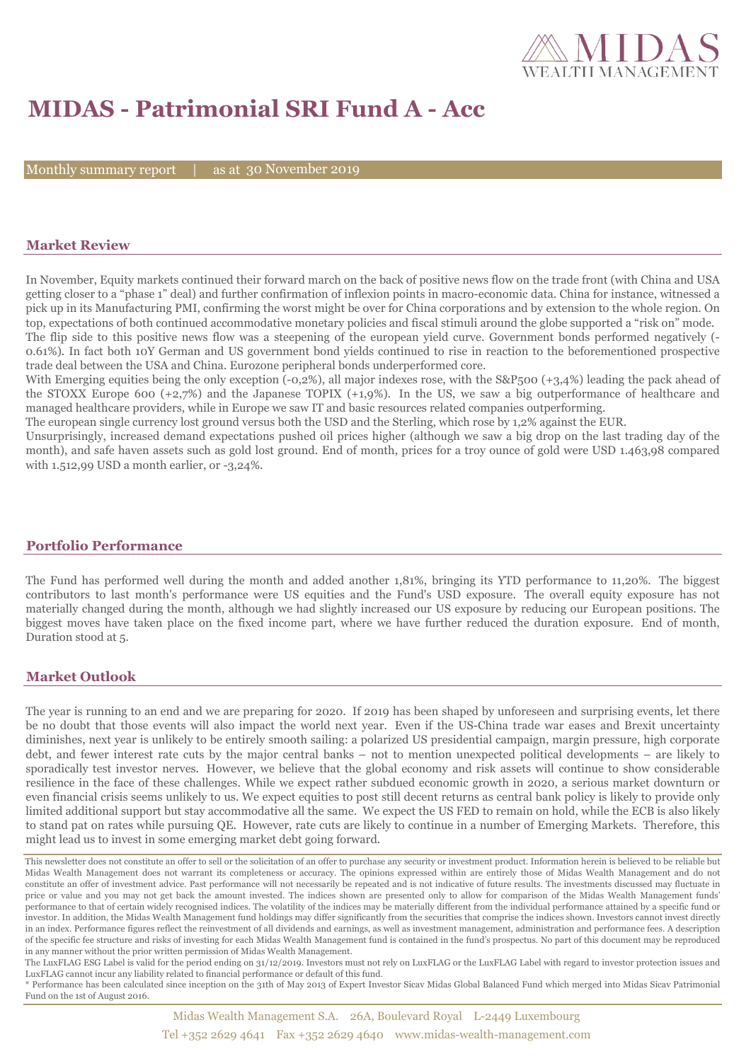# MIDAS - Patrimonial SRI Fund A - Acc

Monthly summary report | as at 30 November 2019

## Market Review

In November, Equity markets continued their forward march on the back of positive news flow on the trade front (with China and USA getting closer to a "phase 1" deal) and further confirmation of inflexion points in macro-economic data. China for instance, witnessed a pick up in its Manufacturing PMI, confirming the worst might be over for China corporations and by extension to the whole region. On top, expectations of both continued accommodative monetary policies and fiscal stimuli around the globe supported a "risk on" mode.
The flip side to this positive news flow was a steepening of the european yield curve. Government bonds performed negatively (-0.61%). In fact both 10Y German and US government bond yields continued to rise in reaction to the beforementioned prospective trade deal between the USA and China. Eurozone peripheral bonds underperformed core.
With Emerging equities being the only exception (-0,2%), all major indexes rose, with the S&P500 (+3,4%) leading the pack ahead of the STOXX Europe 600 (+2,7%) and the Japanese TOPIX (+1,9%). In the US, we saw a big outperformance of healthcare and managed healthcare providers, while in Europe we saw IT and basic resources related companies outperforming.
The european single currency lost ground versus both the USD and the Sterling, which rose by 1,2% against the EUR.
Unsurprisingly, increased demand expectations pushed oil prices higher (although we saw a big drop on the last trading day of the month), and safe haven assets such as gold lost ground. End of month, prices for a troy ounce of gold were USD 1.463,98 compared with 1.512,99 USD a month earlier, or -3,24%.

## Portfolio Performance

The Fund has performed well during the month and added another 1,81%, bringing its YTD performance to 11,20%. The biggest contributors to last month's performance were US equities and the Fund's USD exposure. The overall equity exposure has not materially changed during the month, although we had slightly increased our US exposure by reducing our European positions. The biggest moves have taken place on the fixed income part, where we have further reduced the duration exposure. End of month, Duration stood at 5.

## Market Outlook

The year is running to an end and we are preparing for 2020. If 2019 has been shaped by unforeseen and surprising events, let there be no doubt that those events will also impact the world next year. Even if the US-China trade war eases and Brexit uncertainty diminishes, next year is unlikely to be entirely smooth sailing: a polarized US presidential campaign, margin pressure, high corporate debt, and fewer interest rate cuts by the major central banks – not to mention unexpected political developments – are likely to sporadically test investor nerves. However, we believe that the global economy and risk assets will continue to show considerable resilience in the face of these challenges. While we expect rather subdued economic growth in 2020, a serious market downturn or even financial crisis seems unlikely to us. We expect equities to post still decent returns as central bank policy is likely to provide only limited additional support but stay accommodative all the same. We expect the US FED to remain on hold, while the ECB is also likely to stand pat on rates while pursuing QE. However, rate cuts are likely to continue in a number of Emerging Markets. Therefore, this might lead us to invest in some emerging market debt going forward.

This newsletter does not constitute an offer to sell or the solicitation of an offer to purchase any security or investment product. Information herein is believed to be reliable but Midas Wealth Management does not warrant its completeness or accuracy. The opinions expressed within are entirely those of Midas Wealth Management and do not constitute an offer of investment advice. Past performance will not necessarily be repeated and is not indicative of future results. The investments discussed may fluctuate in price or value and you may not get back the amount invested. The indices shown are presented only to allow for comparison of the Midas Wealth Management funds' performance to that of certain widely recognised indices. The volatility of the indices may be materially different from the individual performance attained by a specific fund or investor. In addition, the Midas Wealth Management fund holdings may differ significantly from the securities that comprise the indices shown. Investors cannot invest directly in an index. Performance figures reflect the reinvestment of all dividends and earnings, as well as investment management, administration and performance fees. A description of the specific fee structure and risks of investing for each Midas Wealth Management fund is contained in the fund's prospectus. No part of this document may be reproduced in any manner without the prior written permission of Midas Wealth Management.
The LuxFLAG ESG Label is valid for the period ending on 31/12/2019. Investors must not rely on LuxFLAG or the LuxFLAG Label with regard to investor protection issues and LuxFLAG cannot incur any liability related to financial performance or default of this fund.
* Performance has been calculated since inception on the 31th of May 2013 of Expert Investor Sicav Midas Global Balanced Fund which merged into Midas Sicav Patrimonial Fund on the 1st of August 2016.

Midas Wealth Management S.A. 26A, Boulevard Royal L-2449 Luxembourg
Tel +352 2629 4641 Fax +352 2629 4640 www.midas-wealth-management.com